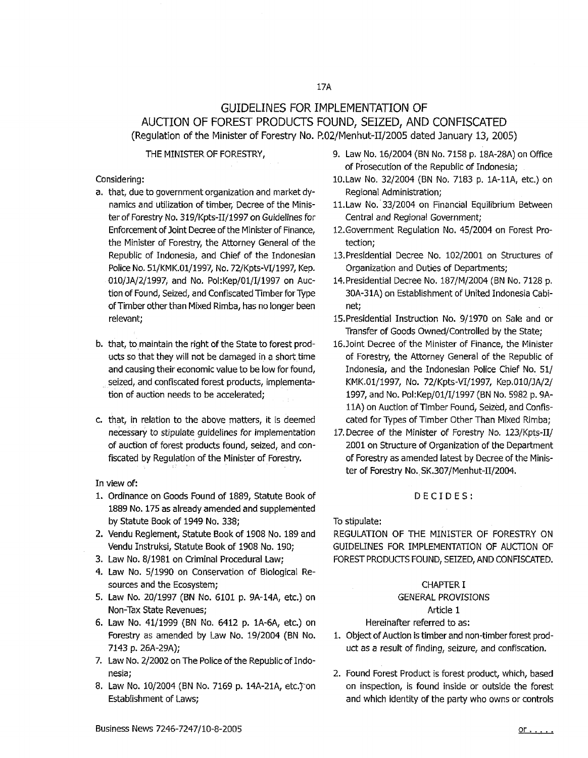# GUIDELINES FOR IMPLEMENTATION OF AUCTION OF FOREST PRODUCTS FOUND, SEIZED, AND CONFISCATED

(Regulation of the Minister of Forestry No. P.02/Menhut-II/2005 dated January 13, 2005)

THE MINISTER OF FORESTRY,

Considering:

a. that, due to government organization and market dynamics and utilization of timber, Decree of the Minister of Forestry No. 319/Kpts-II/1997 on Guidelines for Enforcement of Joint Decree of the Minister of Finance, the Minister of Forestry, the Attorney General of the Republic of Indonesia, and Chief of the Indonesian Police No. 51/KMK.01/1997, No. 72/Kpts-VI/1997, Kep. 010/JA/2/1997, and No. Pol:Kep/01/I/1997 on Auction of Found, Seized, and Confiscated Timber for Type of Timber other than Mixed Rimba, has no longer been relevant;

b. that, to maintain the right of the State to forest products so that they will not be damaged in a short time and causing their economic value to be low for found, seized, and confiscated forest products, implementation of auction needs to be accelerated;

c. that, in relation to the above matters, it is deemed necessary to stipulate guidelines for implementation of auction of forest products found, seized, and confiscated by Regulation of the Minister of Forestry.

In view of:

1. Ordinance on Goods Found of 1889, Statute Book of 1889 No. 175 as already amended and supplemented by Statute Book of 1949 No. 338;
2. Vendu Reglement, Statute Book of 1908 No. 189 and Vendu Instruksi, Statute Book of 1908 No. 190;
3. Law No. 8/1981 on Criminal Procedural Law;
4. Law No. 5/1990 on Conservation of Biological Resources and the Ecosystem;
5. Law No. 20/1997 (BN No. 6101 p. 9A-14A, etc.) on Non-Tax State Revenues;
6. Law No. 41/1999 (BN No. 6412 p. 1A-6A, etc.) on Forestry as amended by Law No. 19/2004 (BN No. 7143 p. 26A-29A);
7. Law No. 2/2002 on The Police of the Republic of Indonesia;
8. Law No. 10/2004 (BN No. 7169 p. 14A-21A, etc.) on Establishment of Laws;
9. Law No. 16/2004 (BN No. 7158 p. 18A-28A) on Office of Prosecution of the Republic of Indonesia;
10. Law No. 32/2004 (BN No. 7183 p. 1A-11A, etc.) on Regional Administration;
11. Law No. 33/2004 on Financial Equilibrium Between Central and Regional Government;
12. Government Regulation No. 45/2004 on Forest Protection;
13. Presidential Decree No. 102/2001 on Structures of Organization and Duties of Departments;
14. Presidential Decree No. 187/M/2004 (BN No. 7128 p. 30A-31A) on Establishment of United Indonesia Cabinet;
15. Presidential Instruction No. 9/1970 on Sale and or Transfer of Goods Owned/Controlled by the State;
16. Joint Decree of the Minister of Finance, the Minister of Forestry, the Attorney General of the Republic of Indonesia, and the Indonesian Police Chief No. 51/KMK.01/1997, No. 72/Kpts-VI/1997, Kep.010/JA/2/1997, and No. Pol:Kep/01/I/1997 (BN No. 5982 p. 9A-11A) on Auction of Timber Found, Seized, and Confiscated for Types of Timber Other Than Mixed Rimba;
17. Decree of the Minister of Forestry No. 123/Kpts-II/2001 on Structure of Organization of the Department of Forestry as amended latest by Decree of the Minister of Forestry No. SK.307/Menhut-II/2004.

DECIDES:

To stipulate:

REGULATION OF THE MINISTER OF FORESTRY ON GUIDELINES FOR IMPLEMENTATION OF AUCTION OF FOREST PRODUCTS FOUND, SEIZED, AND CONFISCATED.

## CHAPTER I
## GENERAL PROVISIONS
### Article 1

Hereinafter referred to as:

1. Object of Auction is timber and non-timber forest product as a result of finding, seizure, and confiscation.
2. Found Forest Product is forest product, which, based on inspection, is found inside or outside the forest and which identity of the party who owns or controls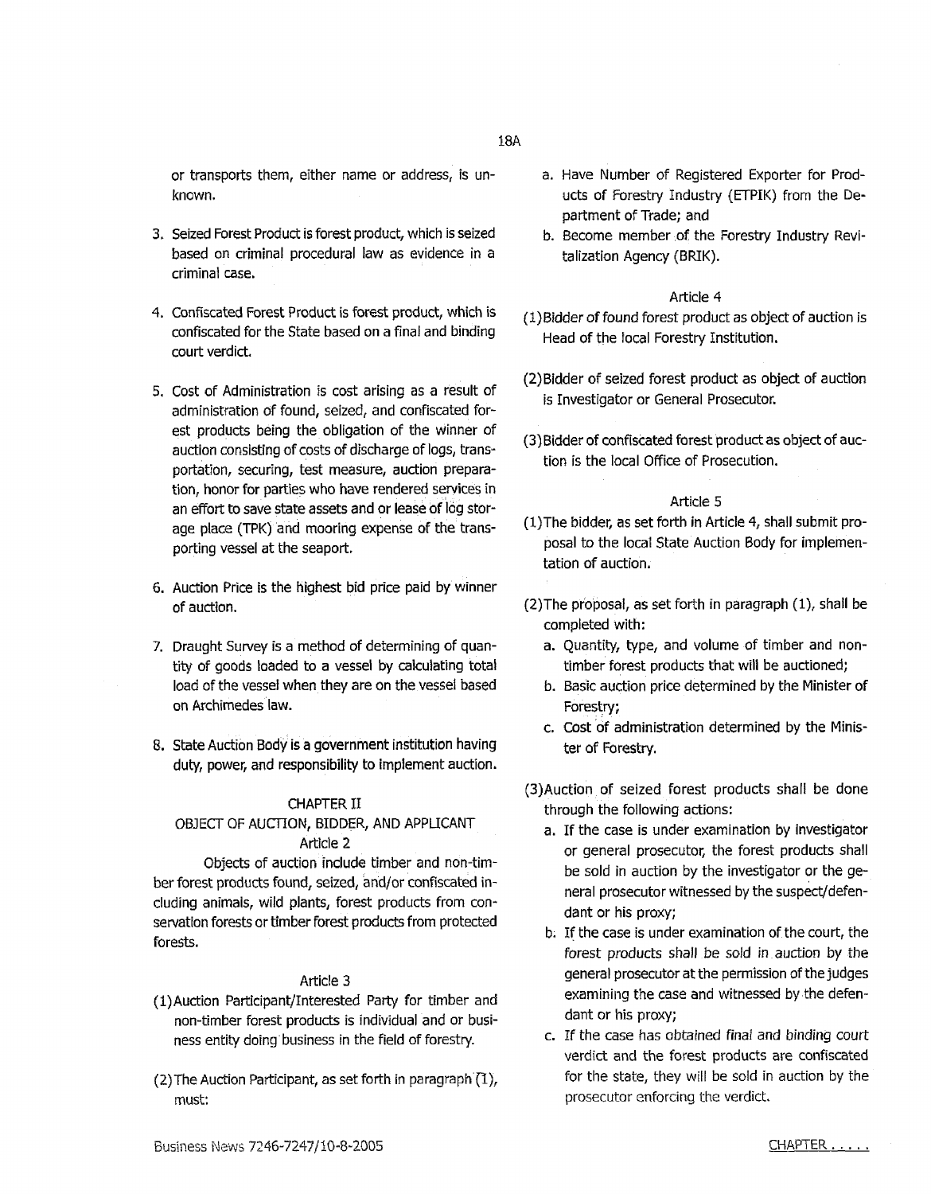or transports them, either name or address, is unknown.

3. Seized Forest Product is forest product, which is seized based on criminal procedural law as evidence in a criminal case.

4. Confiscated Forest Product is forest product, which is confiscated for the State based on a final and binding court verdict.

5. Cost of Administration is cost arising as a result of administration of found, seized, and confiscated forest products being the obligation of the winner of auction consisting of costs of discharge of logs, transportation, securing, test measure, auction preparation, honor for parties who have rendered services in an effort to save state assets and or lease of log storage place (TPK) and mooring expense of the transporting vessel at the seaport.

6. Auction Price is the highest bid price paid by winner of auction.

7. Draught Survey is a method of determining of quantity of goods loaded to a vessel by calculating total load of the vessel when they are on the vessel based on Archimedes law.

8. State Auction Body is a government institution having duty, power, and responsibility to implement auction.

## CHAPTER II
## OBJECT OF AUCTION, BIDDER, AND APPLICANT

### Article 2

Objects of auction include timber and non-timber forest products found, seized, and/or confiscated including animals, wild plants, forest products from conservation forests or timber forest products from protected forests.

### Article 3

(1) Auction Participant/Interested Party for timber and non-timber forest products is individual and or business entity doing business in the field of forestry.

(2) The Auction Participant, as set forth in paragraph (1), must:

a. Have Number of Registered Exporter for Products of Forestry Industry (ETPIK) from the Department of Trade; and
b. Become member of the Forestry Industry Revitalization Agency (BRIK).

### Article 4

(1) Bidder of found forest product as object of auction is Head of the local Forestry Institution.

(2) Bidder of seized forest product as object of auction is Investigator or General Prosecutor.

(3) Bidder of confiscated forest product as object of auction is the local Office of Prosecution.

### Article 5

(1) The bidder, as set forth in Article 4, shall submit proposal to the local State Auction Body for implementation of auction.

(2) The proposal, as set forth in paragraph (1), shall be completed with:

a. Quantity, type, and volume of timber and non-timber forest products that will be auctioned;
b. Basic auction price determined by the Minister of Forestry;
c. Cost of administration determined by the Minister of Forestry.

(3) Auction of seized forest products shall be done through the following actions:

a. If the case is under examination by investigator or general prosecutor, the forest products shall be sold in auction by the investigator or the general prosecutor witnessed by the suspect/defendant or his proxy;
b. If the case is under examination of the court, the forest products shall be sold in auction by the general prosecutor at the permission of the judges examining the case and witnessed by the defendant or his proxy;
c. If the case has obtained final and binding court verdict and the forest products are confiscated for the state, they will be sold in auction by the prosecutor enforcing the verdict.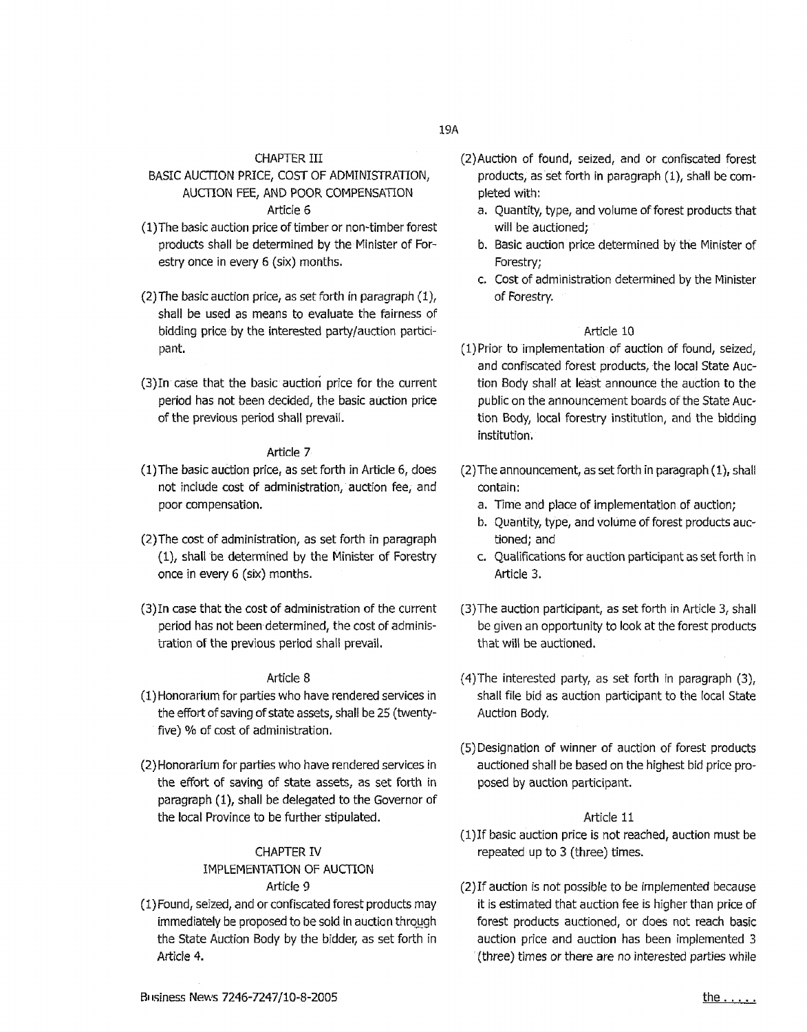## CHAPTER III
## BASIC AUCTION PRICE, COST OF ADMINISTRATION, AUCTION FEE, AND POOR COMPENSATION

### Article 6

(1) The basic auction price of timber or non-timber forest products shall be determined by the Minister of Forestry once in every 6 (six) months.

(2) The basic auction price, as set forth in paragraph (1), shall be used as means to evaluate the fairness of bidding price by the interested party/auction participant.

(3) In case that the basic auction price for the current period has not been decided, the basic auction price of the previous period shall prevail.

### Article 7

(1) The basic auction price, as set forth in Article 6, does not include cost of administration, auction fee, and poor compensation.

(2) The cost of administration, as set forth in paragraph (1), shall be determined by the Minister of Forestry once in every 6 (six) months.

(3) In case that the cost of administration of the current period has not been determined, the cost of administration of the previous period shall prevail.

### Article 8

(1) Honorarium for parties who have rendered services in the effort of saving of state assets, shall be 25 (twenty-five) % of cost of administration.

(2) Honorarium for parties who have rendered services in the effort of saving of state assets, as set forth in paragraph (1), shall be delegated to the Governor of the local Province to be further stipulated.

## CHAPTER IV
## IMPLEMENTATION OF AUCTION

### Article 9

(1) Found, seized, and or confiscated forest products may immediately be proposed to be sold in auction through the State Auction Body by the bidder, as set forth in Article 4.

(2) Auction of found, seized, and or confiscated forest products, as set forth in paragraph (1), shall be completed with:

a. Quantity, type, and volume of forest products that will be auctioned;

b. Basic auction price determined by the Minister of Forestry;

c. Cost of administration determined by the Minister of Forestry.

### Article 10

(1) Prior to implementation of auction of found, seized, and confiscated forest products, the local State Auction Body shall at least announce the auction to the public on the announcement boards of the State Auction Body, local forestry institution, and the bidding institution.

(2) The announcement, as set forth in paragraph (1), shall contain:

a. Time and place of implementation of auction;

b. Quantity, type, and volume of forest products auctioned; and

c. Qualifications for auction participant as set forth in Article 3.

(3) The auction participant, as set forth in Article 3, shall be given an opportunity to look at the forest products that will be auctioned.

(4) The interested party, as set forth in paragraph (3), shall file bid as auction participant to the local State Auction Body.

(5) Designation of winner of auction of forest products auctioned shall be based on the highest bid price proposed by auction participant.

### Article 11

(1) If basic auction price is not reached, auction must be repeated up to 3 (three) times.

(2) If auction is not possible to be implemented because it is estimated that auction fee is higher than price of forest products auctioned, or does not reach basic auction price and auction has been implemented 3 (three) times or there are no interested parties while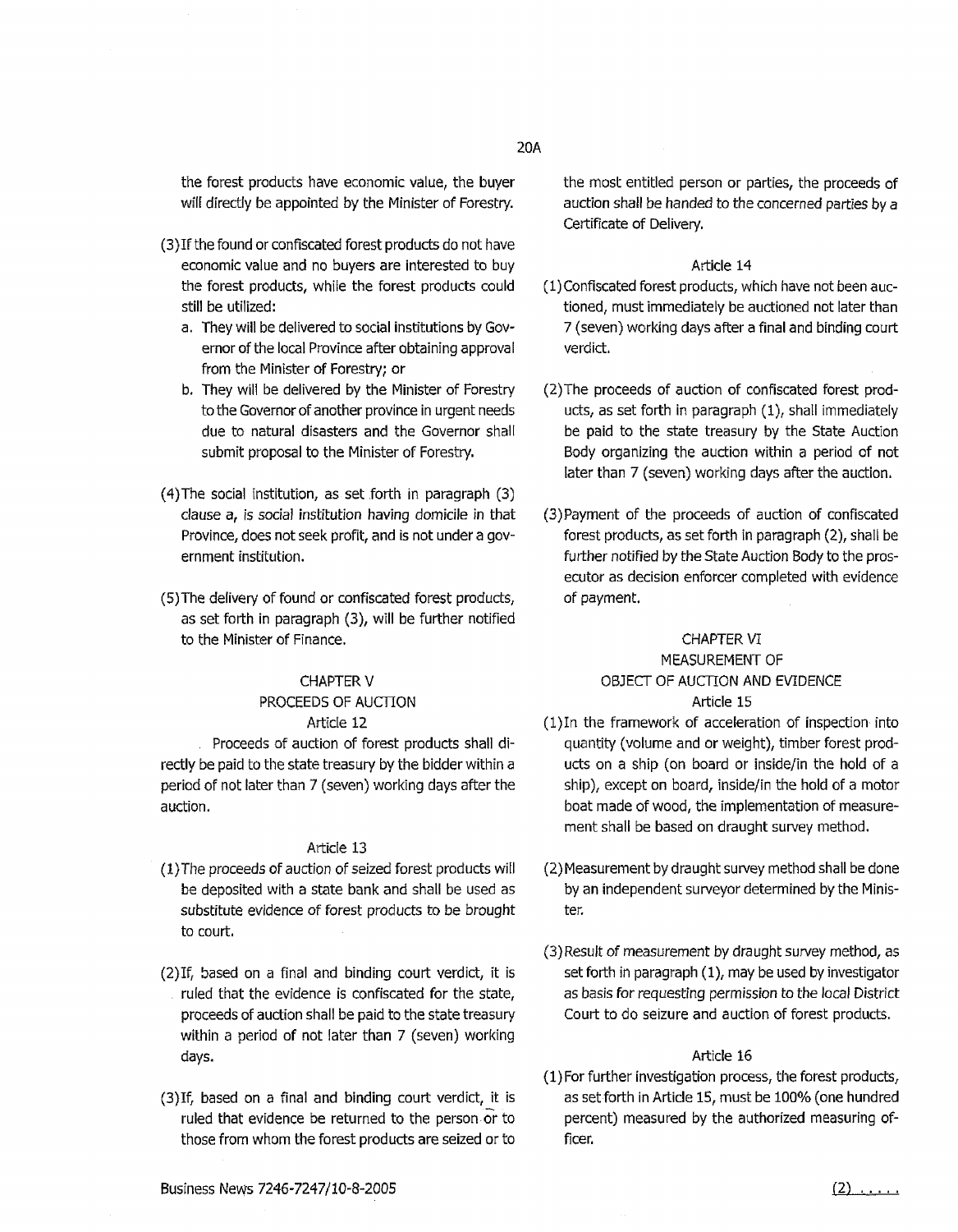the forest products have economic value, the buyer will directly be appointed by the Minister of Forestry.

(3) If the found or confiscated forest products do not have economic value and no buyers are interested to buy the forest products, while the forest products could still be utilized:

a. They will be delivered to social institutions by Governor of the local Province after obtaining approval from the Minister of Forestry; or
b. They will be delivered by the Minister of Forestry to the Governor of another province in urgent needs due to natural disasters and the Governor shall submit proposal to the Minister of Forestry.

(4) The social institution, as set forth in paragraph (3) clause a, is social institution having domicile in that Province, does not seek profit, and is not under a government institution.

(5) The delivery of found or confiscated forest products, as set forth in paragraph (3), will be further notified to the Minister of Finance.

## CHAPTER V
## PROCEEDS OF AUCTION

### Article 12

Proceeds of auction of forest products shall directly be paid to the state treasury by the bidder within a period of not later than 7 (seven) working days after the auction.

### Article 13

(1) The proceeds of auction of seized forest products will be deposited with a state bank and shall be used as substitute evidence of forest products to be brought to court.

(2) If, based on a final and binding court verdict, it is ruled that the evidence is confiscated for the state, proceeds of auction shall be paid to the state treasury within a period of not later than 7 (seven) working days.

(3) If, based on a final and binding court verdict, it is ruled that evidence be returned to the person or to those from whom the forest products are seized or to the most entitled person or parties, the proceeds of auction shall be handed to the concerned parties by a Certificate of Delivery.

### Article 14

(1) Confiscated forest products, which have not been auctioned, must immediately be auctioned not later than 7 (seven) working days after a final and binding court verdict.

(2) The proceeds of auction of confiscated forest products, as set forth in paragraph (1), shall immediately be paid to the state treasury by the State Auction Body organizing the auction within a period of not later than 7 (seven) working days after the auction.

(3) Payment of the proceeds of auction of confiscated forest products, as set forth in paragraph (2), shall be further notified by the State Auction Body to the prosecutor as decision enforcer completed with evidence of payment.

## CHAPTER VI
## MEASUREMENT OF OBJECT OF AUCTION AND EVIDENCE

### Article 15

(1) In the framework of acceleration of inspection into quantity (volume and or weight), timber forest products on a ship (on board or inside/in the hold of a ship), except on board, inside/in the hold of a motor boat made of wood, the implementation of measurement shall be based on draught survey method.

(2) Measurement by draught survey method shall be done by an independent surveyor determined by the Minister.

(3) Result of measurement by draught survey method, as set forth in paragraph (1), may be used by investigator as basis for requesting permission to the local District Court to do seizure and auction of forest products.

### Article 16

(1) For further investigation process, the forest products, as set forth in Article 15, must be 100% (one hundred percent) measured by the authorized measuring officer.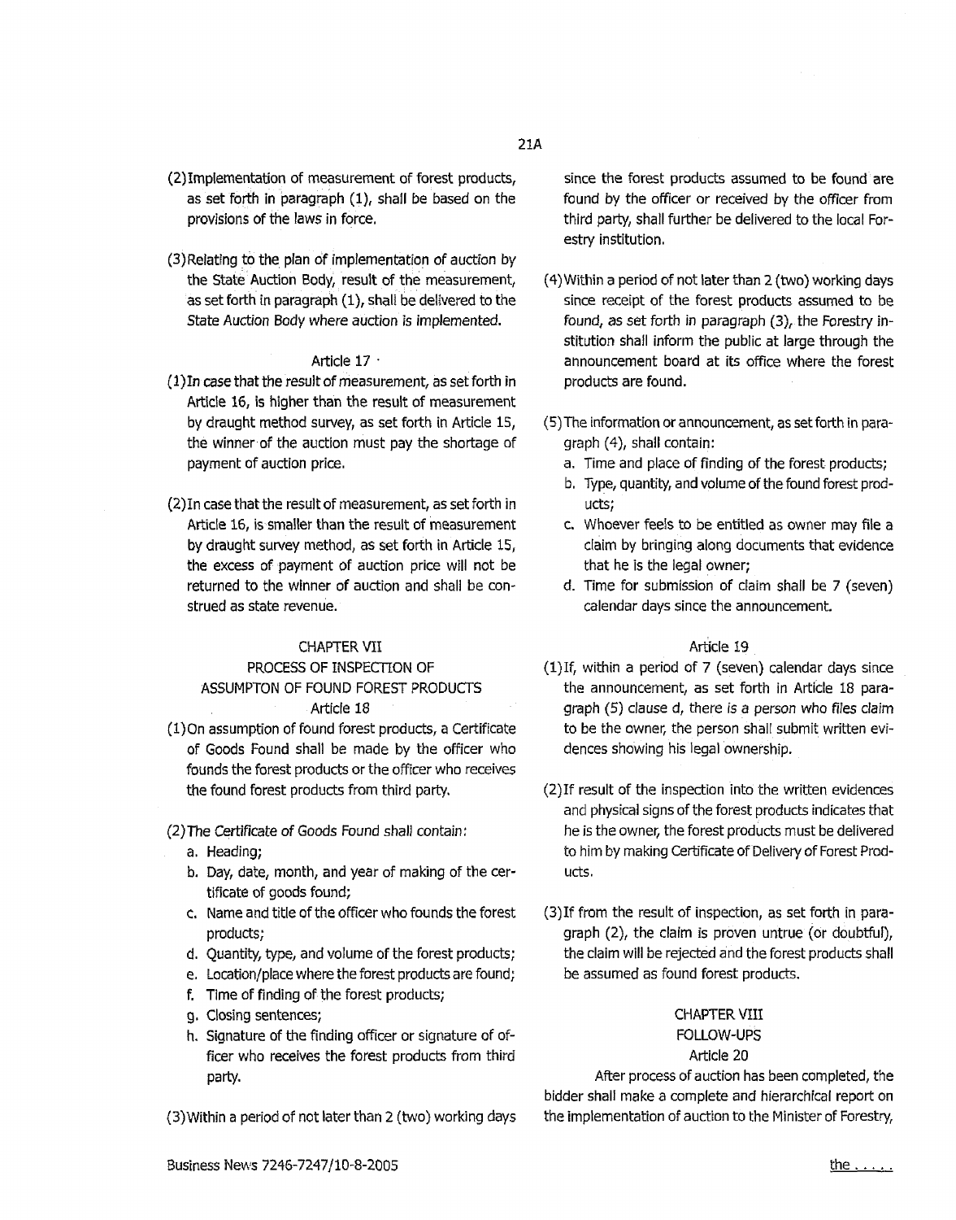(2) Implementation of measurement of forest products, as set forth in paragraph (1), shall be based on the provisions of the laws in force.

(3) Relating to the plan of implementation of auction by the State Auction Body, result of the measurement, as set forth in paragraph (1), shall be delivered to the State Auction Body where auction is implemented.

Article 17

(1) In case that the result of measurement, as set forth in Article 16, is higher than the result of measurement by draught method survey, as set forth in Article 15, the winner of the auction must pay the shortage of payment of auction price.

(2) In case that the result of measurement, as set forth in Article 16, is smaller than the result of measurement by draught survey method, as set forth in Article 15, the excess of payment of auction price will not be returned to the winner of auction and shall be construed as state revenue.

## CHAPTER VII
## PROCESS OF INSPECTION OF ASSUMPTON OF FOUND FOREST PRODUCTS

Article 18

(1) On assumption of found forest products, a Certificate of Goods Found shall be made by the officer who founds the forest products or the officer who receives the found forest products from third party.

(2) The Certificate of Goods Found shall contain:

a. Heading;
b. Day, date, month, and year of making of the certificate of goods found;
c. Name and title of the officer who founds the forest products;
d. Quantity, type, and volume of the forest products;
e. Location/place where the forest products are found;
f. Time of finding of the forest products;
g. Closing sentences;
h. Signature of the finding officer or signature of officer who receives the forest products from third party.

(3) Within a period of not later than 2 (two) working days since the forest products assumed to be found are found by the officer or received by the officer from third party, shall further be delivered to the local Forestry institution.

(4) Within a period of not later than 2 (two) working days since receipt of the forest products assumed to be found, as set forth in paragraph (3), the Forestry institution shall inform the public at large through the announcement board at its office where the forest products are found.

(5) The information or announcement, as set forth in paragraph (4), shall contain:

a. Time and place of finding of the forest products;
b. Type, quantity, and volume of the found forest products;
c. Whoever feels to be entitled as owner may file a claim by bringing along documents that evidence that he is the legal owner;
d. Time for submission of claim shall be 7 (seven) calendar days since the announcement.

Article 19

(1) If, within a period of 7 (seven) calendar days since the announcement, as set forth in Article 18 paragraph (5) clause d, there is a person who files claim to be the owner, the person shall submit written evidences showing his legal ownership.

(2) If result of the inspection into the written evidences and physical signs of the forest products indicates that he is the owner, the forest products must be delivered to him by making Certificate of Delivery of Forest Products.

(3) If from the result of inspection, as set forth in paragraph (2), the claim is proven untrue (or doubtful), the claim will be rejected and the forest products shall be assumed as found forest products.

## CHAPTER VIII
## FOLLOW-UPS

Article 20

After process of auction has been completed, the bidder shall make a complete and hierarchical report on the implementation of auction to the Minister of Forestry, the . . . . .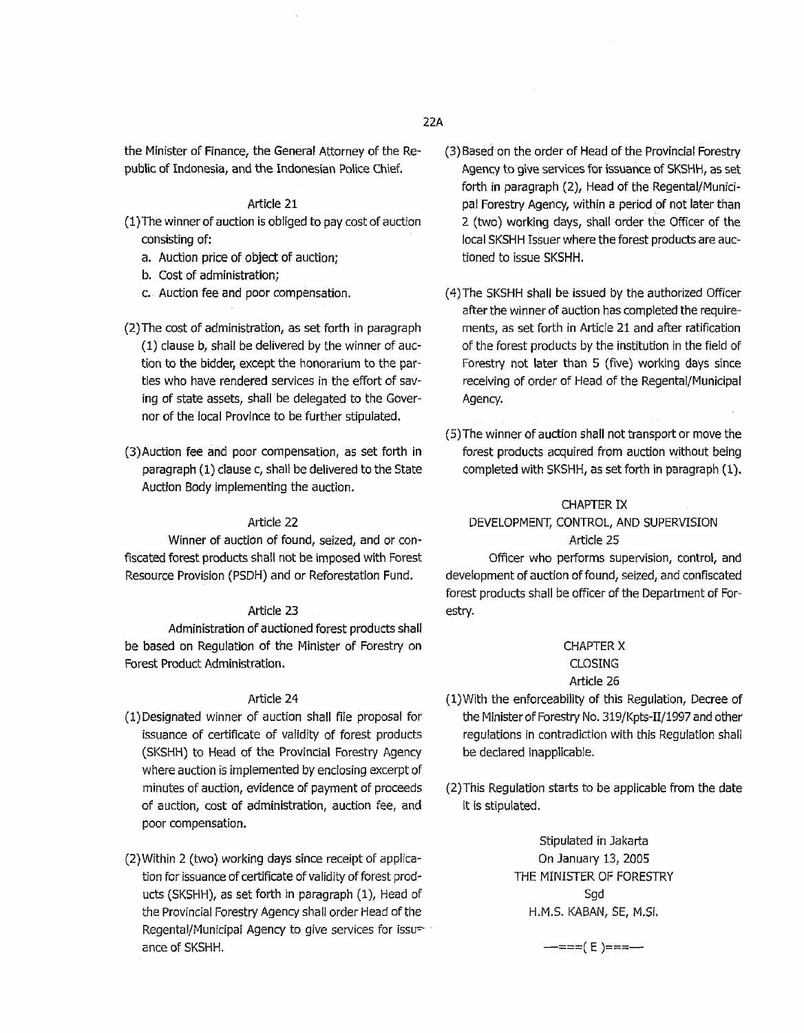the Minister of Finance, the General Attorney of the Republic of Indonesia, and the Indonesian Police Chief.

Article 21

(1) The winner of auction is obliged to pay cost of auction consisting of:

a. Auction price of object of auction;

b. Cost of administration;

c. Auction fee and poor compensation.

(2) The cost of administration, as set forth in paragraph (1) clause b, shall be delivered by the winner of auction to the bidder, except the honorarium to the parties who have rendered services in the effort of saving of state assets, shall be delegated to the Governor of the local Province to be further stipulated.

(3) Auction fee and poor compensation, as set forth in paragraph (1) clause c, shall be delivered to the State Auction Body implementing the auction.

Article 22

Winner of auction of found, seized, and or confiscated forest products shall not be imposed with Forest Resource Provision (PSDH) and or Reforestation Fund.

Article 23

Administration of auctioned forest products shall be based on Regulation of the Minister of Forestry on Forest Product Administration.

Article 24

(1) Designated winner of auction shall file proposal for issuance of certificate of validity of forest products (SKSHH) to Head of the Provincial Forestry Agency where auction is implemented by enclosing excerpt of minutes of auction, evidence of payment of proceeds of auction, cost of administration, auction fee, and poor compensation.

(2) Within 2 (two) working days since receipt of application for issuance of certificate of validity of forest products (SKSHH), as set forth in paragraph (1), Head of the Provincial Forestry Agency shall order Head of the Regental/Municipal Agency to give services for issuance of SKSHH.

(3) Based on the order of Head of the Provincial Forestry Agency to give services for issuance of SKSHH, as set forth in paragraph (2), Head of the Regental/Municipal Forestry Agency, within a period of not later than 2 (two) working days, shall order the Officer of the local SKSHH Issuer where the forest products are auctioned to issue SKSHH.

(4) The SKSHH shall be issued by the authorized Officer after the winner of auction has completed the requirements, as set forth in Article 21 and after ratification of the forest products by the institution in the field of Forestry not later than 5 (five) working days since receiving of order of Head of the Regental/Municipal Agency.

(5) The winner of auction shall not transport or move the forest products acquired from auction without being completed with SKSHH, as set forth in paragraph (1).

CHAPTER IX
DEVELOPMENT, CONTROL, AND SUPERVISION

Article 25

Officer who performs supervision, control, and development of auction of found, seized, and confiscated forest products shall be officer of the Department of Forestry.

CHAPTER X
CLOSING

Article 26

(1) With the enforceability of this Regulation, Decree of the Minister of Forestry No. 319/Kpts-II/1997 and other regulations in contradiction with this Regulation shall be declared inapplicable.

(2) This Regulation starts to be applicable from the date it is stipulated.

Stipulated in Jakarta
On January 13, 2005
THE MINISTER OF FORESTRY
Sgd
H.M.S. KABAN, SE, M.Si.

—===( E )===—